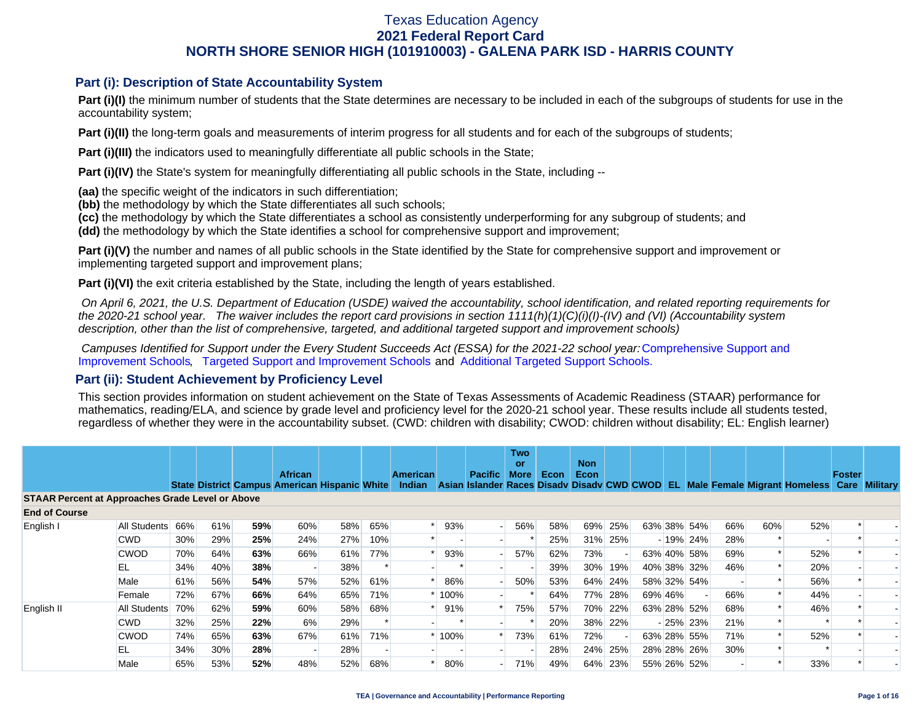# Texas Education Agency
# 2021 Federal Report Card
# NORTH SHORE SENIOR HIGH (101910003) - GALENA PARK ISD - HARRIS COUNTY

## Part (i): Description of State Accountability System

**Part (i)(I)** the minimum number of students that the State determines are necessary to be included in each of the subgroups of students for use in the accountability system;

**Part (i)(II)** the long-term goals and measurements of interim progress for all students and for each of the subgroups of students;

**Part (i)(III)** the indicators used to meaningfully differentiate all public schools in the State;

**Part (i)(IV)** the State's system for meaningfully differentiating all public schools in the State, including --

**(aa)** the specific weight of the indicators in such differentiation;
**(bb)** the methodology by which the State differentiates all such schools;
**(cc)** the methodology by which the State differentiates a school as consistently underperforming for any subgroup of students; and
**(dd)** the methodology by which the State identifies a school for comprehensive support and improvement;

**Part (i)(V)** the number and names of all public schools in the State identified by the State for comprehensive support and improvement or implementing targeted support and improvement plans;

**Part (i)(VI)** the exit criteria established by the State, including the length of years established.

*On April 6, 2021, the U.S. Department of Education (USDE) waived the accountability, school identification, and related reporting requirements for the 2020-21 school year. The waiver includes the report card provisions in section 1111(h)(1)(C)(i)(I)-(IV) and (VI) (Accountability system description, other than the list of comprehensive, targeted, and additional targeted support and improvement schools)*

*Campuses Identified for Support under the Every Student Succeeds Act (ESSA) for the 2021-22 school year:* Comprehensive Support and Improvement Schools, Targeted Support and Improvement Schools and Additional Targeted Support Schools.

## Part (ii): Student Achievement by Proficiency Level

This section provides information on student achievement on the State of Texas Assessments of Academic Readiness (STAAR) performance for mathematics, reading/ELA, and science by grade level and proficiency level for the 2020-21 school year. These results include all students tested, regardless of whether they were in the accountability subset. (CWD: children with disability; CWOD: children without disability; EL: English learner)

| | | State | District | Campus | African American | Hispanic | White | American Indian | Asian | Pacific Islander | Two or More Races | Econ Disadv | Non Econ Disadv | CWD | CWOD | EL | Male | Female | Migrant | Homeless | Foster Care | Military |
|---|---|---|---|---|---|---|---|---|---|---|---|---|---|---|---|---|---|---|---|---|---|---|
| **STAAR Percent at Approaches Grade Level or Above** | | | | | | | | | | | | | | | | | | | | | | |
| **End of Course** | | | | | | | | | | | | | | | | | | | | | | |
| English I | All Students | 66% | 61% | **59%** | 60% | 58% | 65% | * | 93% | - | 56% | 58% | 69% | 25% | 63% | 38% | 54% | 66% | 60% | 52% | * | - |
| | CWD | 30% | 29% | **25%** | 24% | 27% | 10% | * | - | - | * | 25% | 31% | 25% | - | 19% | 24% | 28% | * | - | * | - |
| | CWOD | 70% | 64% | **63%** | 66% | 61% | 77% | * | 93% | - | 57% | 62% | 73% | - | 63% | 40% | 58% | 69% | * | 52% | * | - |
| | EL | 34% | 40% | **38%** | - | 38% | * | - | * | - | - | 39% | 30% | 19% | 40% | 38% | 32% | 46% | * | 20% | - | - |
| | Male | 61% | 56% | **54%** | 57% | 52% | 61% | * | 86% | - | 50% | 53% | 64% | 24% | 58% | 32% | 54% | - | * | 56% | * | - |
| | Female | 72% | 67% | **66%** | 64% | 65% | 71% | * | 100% | - | * | 64% | 77% | 28% | 69% | 46% | - | 66% | * | 44% | - | - |
| English II | All Students | 70% | 62% | **59%** | 60% | 58% | 68% | * | 91% | * | 75% | 57% | 70% | 22% | 63% | 28% | 52% | 68% | * | 46% | * | - |
| | CWD | 32% | 25% | **22%** | 6% | 29% | * | - | * | - | * | 20% | 38% | 22% | - | 25% | 23% | 21% | * | * | * | - |
| | CWOD | 74% | 65% | **63%** | 67% | 61% | 71% | * | 100% | * | 73% | 61% | 72% | - | 63% | 28% | 55% | 71% | * | 52% | * | - |
| | EL | 34% | 30% | **28%** | - | 28% | - | - | - | - | - | 28% | 24% | 25% | 28% | 28% | 26% | 30% | * | * | - | - |
| | Male | 65% | 53% | **52%** | 48% | 52% | 68% | * | 80% | - | 71% | 49% | 64% | 23% | 55% | 26% | 52% | - | * | 33% | * | - |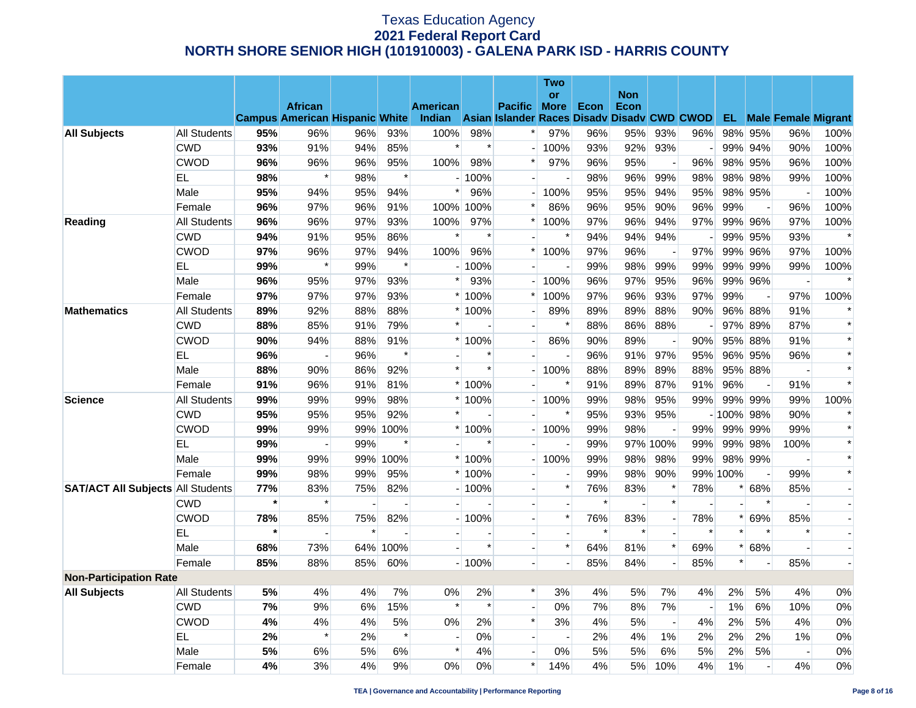# Texas Education Agency
## 2021 Federal Report Card
## NORTH SHORE SENIOR HIGH (101910003) - GALENA PARK ISD - HARRIS COUNTY

| | | Campus | African American | Hispanic | White | American Indian | Asian | Pacific Islander | Two or More Races | Econ Disadv | Non Econ Disadv | CWD | CWOD | EL | Male | Female | Migrant |
|---|---|---|---|---|---|---|---|---|---|---|---|---|---|---|---|---|---|
| **All Subjects** | All Students | **95%** | 96% | 96% | 93% | 100% | 98% | * | 97% | 96% | 95% | 93% | 96% | 98% | 95% | 96% | 100% |
| | CWD | **93%** | 91% | 94% | 85% | * | * | - | 100% | 93% | 92% | 93% | - | 99% | 94% | 90% | 100% |
| | CWOD | **96%** | 96% | 96% | 95% | 100% | 98% | * | 97% | 96% | 95% | - | 96% | 98% | 95% | 96% | 100% |
| | EL | **98%** | * | 98% | * | - | 100% | - | - | 98% | 96% | 99% | 98% | 98% | 98% | 99% | 100% |
| | Male | **95%** | 94% | 95% | 94% | * | 96% | - | 100% | 95% | 95% | 94% | 95% | 98% | 95% | - | 100% |
| | Female | **96%** | 97% | 96% | 91% | 100% | 100% | * | 86% | 96% | 95% | 90% | 96% | 99% | - | 96% | 100% |
| **Reading** | All Students | **96%** | 96% | 97% | 93% | 100% | 97% | * | 100% | 97% | 96% | 94% | 97% | 99% | 96% | 97% | 100% |
| | CWD | **94%** | 91% | 95% | 86% | * | * | - | * | 94% | 94% | 94% | - | 99% | 95% | 93% | * |
| | CWOD | **97%** | 96% | 97% | 94% | 100% | 96% | * | 100% | 97% | 96% | - | 97% | 99% | 96% | 97% | 100% |
| | EL | **99%** | * | 99% | * | - | 100% | - | - | 99% | 98% | 99% | 99% | 99% | 99% | 99% | 100% |
| | Male | **96%** | 95% | 97% | 93% | * | 93% | - | 100% | 96% | 97% | 95% | 96% | 99% | 96% | - | * |
| | Female | **97%** | 97% | 97% | 93% | * | 100% | * | 100% | 97% | 96% | 93% | 97% | 99% | - | 97% | 100% |
| **Mathematics** | All Students | **89%** | 92% | 88% | 88% | * | 100% | - | 89% | 89% | 89% | 88% | 90% | 96% | 88% | 91% | * |
| | CWD | **88%** | 85% | 91% | 79% | * | - | - | * | 88% | 86% | 88% | - | 97% | 89% | 87% | * |
| | CWOD | **90%** | 94% | 88% | 91% | * | 100% | - | 86% | 90% | 89% | - | 90% | 95% | 88% | 91% | * |
| | EL | **96%** | - | 96% | * | - | * | - | - | 96% | 91% | 97% | 95% | 96% | 95% | 96% | * |
| | Male | **88%** | 90% | 86% | 92% | * | * | - | 100% | 88% | 89% | 89% | 88% | 95% | 88% | - | * |
| | Female | **91%** | 96% | 91% | 81% | * | 100% | - | * | 91% | 89% | 87% | 91% | 96% | - | 91% | * |
| **Science** | All Students | **99%** | 99% | 99% | 98% | * | 100% | - | 100% | 99% | 98% | 95% | 99% | 99% | 99% | 99% | 100% |
| | CWD | **95%** | 95% | 95% | 92% | * | - | - | * | 95% | 93% | 95% | - | 100% | 98% | 90% | * |
| | CWOD | **99%** | 99% | 99% | 100% | * | 100% | - | 100% | 99% | 98% | - | 99% | 99% | 99% | 99% | * |
| | EL | **99%** | - | 99% | * | - | * | - | - | 99% | 97% | 100% | 99% | 99% | 98% | 100% | * |
| | Male | **99%** | 99% | 99% | 100% | * | 100% | - | 100% | 99% | 98% | 98% | 99% | 98% | 99% | - | * |
| | Female | **99%** | 98% | 99% | 95% | * | 100% | - | - | 99% | 98% | 90% | 99% | 100% | - | 99% | * |
| **SAT/ACT All Subjects** | All Students | **77%** | 83% | 75% | 82% | - | 100% | - | * | 76% | 83% | * | 78% | * | 68% | 85% | - |
| | CWD | * | * | - | - | - | - | - | - | * | - | * | - | - | * | - | - |
| | CWOD | **78%** | 85% | 75% | 82% | - | 100% | - | * | 76% | 83% | - | 78% | * | 69% | 85% | - |
| | EL | * | - | * | - | - | - | - | - | * | * | - | * | * | * | * | - |
| | Male | **68%** | 73% | 64% | 100% | - | * | - | * | 64% | 81% | * | 69% | * | 68% | - | - |
| | Female | **85%** | 88% | 85% | 60% | - | 100% | - | - | 85% | 84% | - | 85% | * | - | 85% | - |
| **Non-Participation Rate** | | | | | | | | | | | | | | | | | |
| **All Subjects** | All Students | **5%** | 4% | 4% | 7% | 0% | 2% | * | 3% | 4% | 5% | 7% | 4% | 2% | 5% | 4% | 0% |
| | CWD | **7%** | 9% | 6% | 15% | * | * | - | 0% | 7% | 8% | 7% | - | 1% | 6% | 10% | 0% |
| | CWOD | **4%** | 4% | 4% | 5% | 0% | 2% | * | 3% | 4% | 5% | - | 4% | 2% | 5% | 4% | 0% |
| | EL | **2%** | * | 2% | * | - | 0% | - | - | 2% | 4% | 1% | 2% | 2% | 2% | 1% | 0% |
| | Male | **5%** | 6% | 5% | 6% | * | 4% | - | 0% | 5% | 5% | 6% | 5% | 2% | 5% | - | 0% |
| | Female | **4%** | 3% | 4% | 9% | 0% | 0% | * | 14% | 4% | 5% | 10% | 4% | 1% | - | 4% | 0% |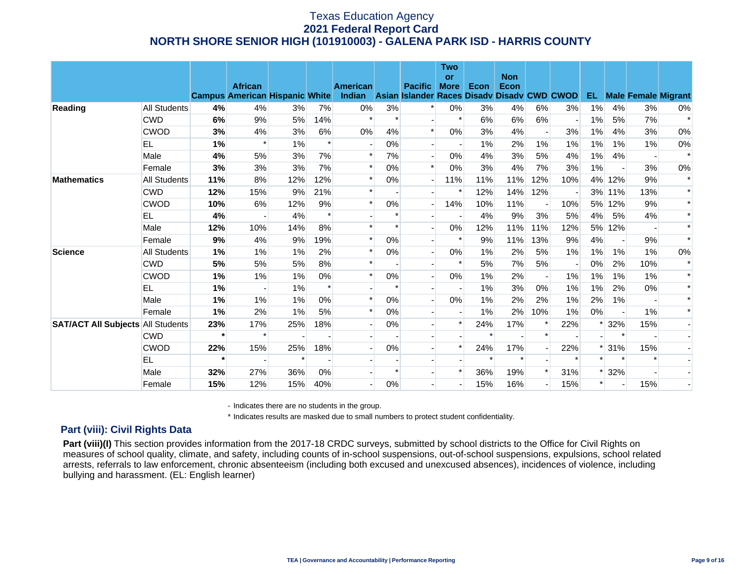# Texas Education Agency
## 2021 Federal Report Card
## NORTH SHORE SENIOR HIGH (101910003) - GALENA PARK ISD - HARRIS COUNTY

| | | Campus | African American | Hispanic | White | American Indian | Asian | Pacific Islander | Two or More Races | Econ Disadv | Non Econ Disadv | CWD | CWOD | EL | Male | Female | Migrant |
|---|---|---|---|---|---|---|---|---|---|---|---|---|---|---|---|---|---|
| **Reading** | All Students | **4%** | 4% | 3% | 7% | 0% | 3% | * | 0% | 3% | 4% | 6% | 3% | 1% | 4% | 3% | 0% |
| | CWD | **6%** | 9% | 5% | 14% | * | * | - | * | 6% | 6% | 6% | - | 1% | 5% | 7% | * |
| | CWOD | **3%** | 4% | 3% | 6% | 0% | 4% | * | 0% | 3% | 4% | - | 3% | 1% | 4% | 3% | 0% |
| | EL | **1%** | * | 1% | * | - | 0% | - | - | 1% | 2% | 1% | 1% | 1% | 1% | 1% | 0% |
| | Male | **4%** | 5% | 3% | 7% | * | 7% | - | 0% | 4% | 3% | 5% | 4% | 1% | 4% | - | * |
| | Female | **3%** | 3% | 3% | 7% | * | 0% | * | 0% | 3% | 4% | 7% | 3% | 1% | - | 3% | 0% |
| **Mathematics** | All Students | **11%** | 8% | 12% | 12% | * | 0% | - | 11% | 11% | 11% | 12% | 10% | 4% | 12% | 9% | * |
| | CWD | **12%** | 15% | 9% | 21% | * | - | - | * | 12% | 14% | 12% | - | 3% | 11% | 13% | * |
| | CWOD | **10%** | 6% | 12% | 9% | * | 0% | - | 14% | 10% | 11% | - | 10% | 5% | 12% | 9% | * |
| | EL | **4%** | - | 4% | * | - | * | - | - | 4% | 9% | 3% | 5% | 4% | 5% | 4% | * |
| | Male | **12%** | 10% | 14% | 8% | * | * | - | 0% | 12% | 11% | 11% | 12% | 5% | 12% | - | * |
| | Female | **9%** | 4% | 9% | 19% | * | 0% | - | * | 9% | 11% | 13% | 9% | 4% | - | 9% | * |
| **Science** | All Students | **1%** | 1% | 1% | 2% | * | 0% | - | 0% | 1% | 2% | 5% | 1% | 1% | 1% | 1% | 0% |
| | CWD | **5%** | 5% | 5% | 8% | * | - | - | * | 5% | 7% | 5% | - | 0% | 2% | 10% | * |
| | CWOD | **1%** | 1% | 1% | 0% | * | 0% | - | 0% | 1% | 2% | - | 1% | 1% | 1% | 1% | * |
| | EL | **1%** | - | 1% | * | - | * | - | - | 1% | 3% | 0% | 1% | 1% | 2% | 0% | * |
| | Male | **1%** | 1% | 1% | 0% | * | 0% | - | 0% | 1% | 2% | 2% | 1% | 2% | 1% | - | * |
| | Female | **1%** | 2% | 1% | 5% | * | 0% | - | - | 1% | 2% | 10% | 1% | 0% | - | 1% | * |
| **SAT/ACT All Subjects** | All Students | **23%** | 17% | 25% | 18% | - | 0% | - | * | 24% | 17% | * | 22% | * | 32% | 15% | - |
| | CWD | ***** | * | - | - | - | - | - | - | * | - | * | - | - | * | - | - |
| | CWOD | **22%** | 15% | 25% | 18% | - | 0% | - | * | 24% | 17% | - | 22% | * | 31% | 15% | - |
| | EL | ***** | - | * | - | - | - | - | - | * | * | - | * | * | * | * | - |
| | Male | **32%** | 27% | 36% | 0% | - | * | - | * | 36% | 19% | * | 31% | * | 32% | - | - |
| | Female | **15%** | 12% | 15% | 40% | - | 0% | - | - | 15% | 16% | - | 15% | * | - | 15% | - |

- Indicates there are no students in the group.

\* Indicates results are masked due to small numbers to protect student confidentiality.

### Part (viii): Civil Rights Data

**Part (viii)(I)** This section provides information from the 2017-18 CRDC surveys, submitted by school districts to the Office for Civil Rights on measures of school quality, climate, and safety, including counts of in-school suspensions, out-of-school suspensions, expulsions, school related arrests, referrals to law enforcement, chronic absenteeism (including both excused and unexcused absences), incidences of violence, including bullying and harassment. (EL: English learner)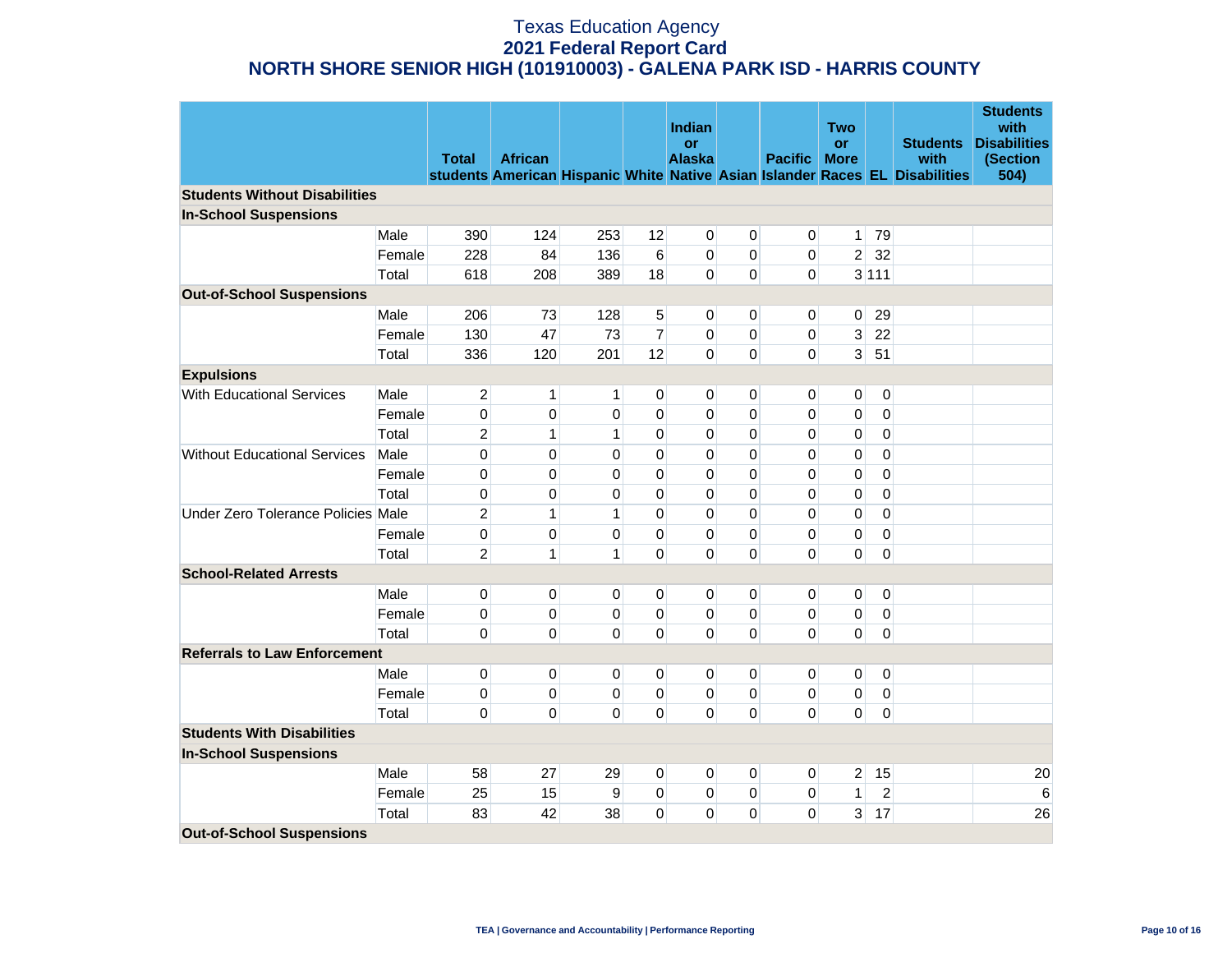# Texas Education Agency
## 2021 Federal Report Card
## NORTH SHORE SENIOR HIGH (101910003) - GALENA PARK ISD - HARRIS COUNTY

| | | Total students | African American | Hispanic | White | Indian or Alaska Native | Asian | Pacific Islander | Two or More Races | EL | Students with Disabilities | Students with Disabilities (Section 504) |
|---|---|---|---|---|---|---|---|---|---|---|---|---|
| **Students Without Disabilities** | | | | | | | | | | | | |
| **In-School Suspensions** | | | | | | | | | | | | |
| | Male | 390 | 124 | 253 | 12 | 0 | 0 | 0 | 1 | 79 | | |
| | Female | 228 | 84 | 136 | 6 | 0 | 0 | 0 | 2 | 32 | | |
| | Total | 618 | 208 | 389 | 18 | 0 | 0 | 0 | 3 | 111 | | |
| **Out-of-School Suspensions** | | | | | | | | | | | | |
| | Male | 206 | 73 | 128 | 5 | 0 | 0 | 0 | 0 | 29 | | |
| | Female | 130 | 47 | 73 | 7 | 0 | 0 | 0 | 3 | 22 | | |
| | Total | 336 | 120 | 201 | 12 | 0 | 0 | 0 | 3 | 51 | | |
| **Expulsions** | | | | | | | | | | | | |
| With Educational Services | Male | 2 | 1 | 1 | 0 | 0 | 0 | 0 | 0 | 0 | | |
| | Female | 0 | 0 | 0 | 0 | 0 | 0 | 0 | 0 | 0 | | |
| | Total | 2 | 1 | 1 | 0 | 0 | 0 | 0 | 0 | 0 | | |
| Without Educational Services | Male | 0 | 0 | 0 | 0 | 0 | 0 | 0 | 0 | 0 | | |
| | Female | 0 | 0 | 0 | 0 | 0 | 0 | 0 | 0 | 0 | | |
| | Total | 0 | 0 | 0 | 0 | 0 | 0 | 0 | 0 | 0 | | |
| Under Zero Tolerance Policies | Male | 2 | 1 | 1 | 0 | 0 | 0 | 0 | 0 | 0 | | |
| | Female | 0 | 0 | 0 | 0 | 0 | 0 | 0 | 0 | 0 | | |
| | Total | 2 | 1 | 1 | 0 | 0 | 0 | 0 | 0 | 0 | | |
| **School-Related Arrests** | | | | | | | | | | | | |
| | Male | 0 | 0 | 0 | 0 | 0 | 0 | 0 | 0 | 0 | | |
| | Female | 0 | 0 | 0 | 0 | 0 | 0 | 0 | 0 | 0 | | |
| | Total | 0 | 0 | 0 | 0 | 0 | 0 | 0 | 0 | 0 | | |
| **Referrals to Law Enforcement** | | | | | | | | | | | | |
| | Male | 0 | 0 | 0 | 0 | 0 | 0 | 0 | 0 | 0 | | |
| | Female | 0 | 0 | 0 | 0 | 0 | 0 | 0 | 0 | 0 | | |
| | Total | 0 | 0 | 0 | 0 | 0 | 0 | 0 | 0 | 0 | | |
| **Students With Disabilities** | | | | | | | | | | | | |
| **In-School Suspensions** | | | | | | | | | | | | |
| | Male | 58 | 27 | 29 | 0 | 0 | 0 | 0 | 2 | 15 | | 20 |
| | Female | 25 | 15 | 9 | 0 | 0 | 0 | 0 | 1 | 2 | | 6 |
| | Total | 83 | 42 | 38 | 0 | 0 | 0 | 0 | 3 | 17 | | 26 |
| **Out-of-School Suspensions** | | | | | | | | | | | | |

TEA | Governance and Accountability | Performance Reporting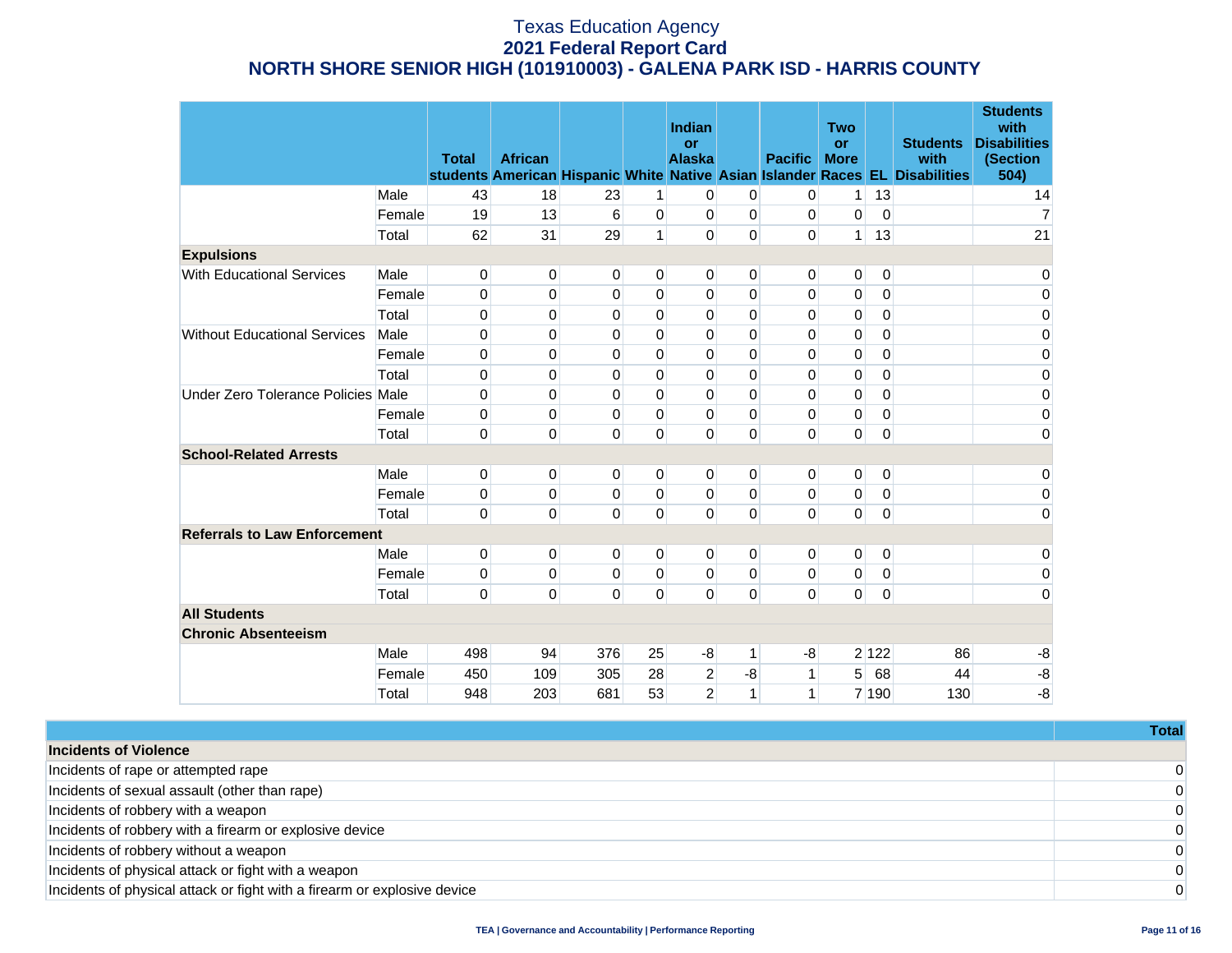# Texas Education Agency

## 2021 Federal Report Card

## NORTH SHORE SENIOR HIGH (101910003) - GALENA PARK ISD - HARRIS COUNTY

| | | Total students | African American | Hispanic | White | Indian or Alaska Native | Asian | Pacific Islander | Two or More Races | EL | Students with Disabilities | Students with Disabilities (Section 504) |
|---|---|---|---|---|---|---|---|---|---|---|---|---|
| | Male | 43 | 18 | 23 | 1 | 0 | 0 | 0 | 1 | 13 | | 14 |
| | Female | 19 | 13 | 6 | 0 | 0 | 0 | 0 | 0 | 0 | | 7 |
| | Total | 62 | 31 | 29 | 1 | 0 | 0 | 0 | 1 | 13 | | 21 |
| **Expulsions** | | | | | | | | | | | | |
| With Educational Services | Male | 0 | 0 | 0 | 0 | 0 | 0 | 0 | 0 | 0 | | 0 |
| | Female | 0 | 0 | 0 | 0 | 0 | 0 | 0 | 0 | 0 | | 0 |
| | Total | 0 | 0 | 0 | 0 | 0 | 0 | 0 | 0 | 0 | | 0 |
| Without Educational Services | Male | 0 | 0 | 0 | 0 | 0 | 0 | 0 | 0 | 0 | | 0 |
| | Female | 0 | 0 | 0 | 0 | 0 | 0 | 0 | 0 | 0 | | 0 |
| | Total | 0 | 0 | 0 | 0 | 0 | 0 | 0 | 0 | 0 | | 0 |
| Under Zero Tolerance Policies | Male | 0 | 0 | 0 | 0 | 0 | 0 | 0 | 0 | 0 | | 0 |
| | Female | 0 | 0 | 0 | 0 | 0 | 0 | 0 | 0 | 0 | | 0 |
| | Total | 0 | 0 | 0 | 0 | 0 | 0 | 0 | 0 | 0 | | 0 |
| **School-Related Arrests** | | | | | | | | | | | | |
| | Male | 0 | 0 | 0 | 0 | 0 | 0 | 0 | 0 | 0 | | 0 |
| | Female | 0 | 0 | 0 | 0 | 0 | 0 | 0 | 0 | 0 | | 0 |
| | Total | 0 | 0 | 0 | 0 | 0 | 0 | 0 | 0 | 0 | | 0 |
| **Referrals to Law Enforcement** | | | | | | | | | | | | |
| | Male | 0 | 0 | 0 | 0 | 0 | 0 | 0 | 0 | 0 | | 0 |
| | Female | 0 | 0 | 0 | 0 | 0 | 0 | 0 | 0 | 0 | | 0 |
| | Total | 0 | 0 | 0 | 0 | 0 | 0 | 0 | 0 | 0 | | 0 |
| **All Students** | | | | | | | | | | | | |
| **Chronic Absenteeism** | | | | | | | | | | | | |
| | Male | 498 | 94 | 376 | 25 | -8 | 1 | -8 | 2 | 122 | 86 | -8 |
| | Female | 450 | 109 | 305 | 28 | 2 | -8 | 1 | 5 | 68 | 44 | -8 |
| | Total | 948 | 203 | 681 | 53 | 2 | 1 | 1 | 7 | 190 | 130 | -8 |

| | Total |
|---|---|
| **Incidents of Violence** | |
| Incidents of rape or attempted rape | 0 |
| Incidents of sexual assault (other than rape) | 0 |
| Incidents of robbery with a weapon | 0 |
| Incidents of robbery with a firearm or explosive device | 0 |
| Incidents of robbery without a weapon | 0 |
| Incidents of physical attack or fight with a weapon | 0 |
| Incidents of physical attack or fight with a firearm or explosive device | 0 |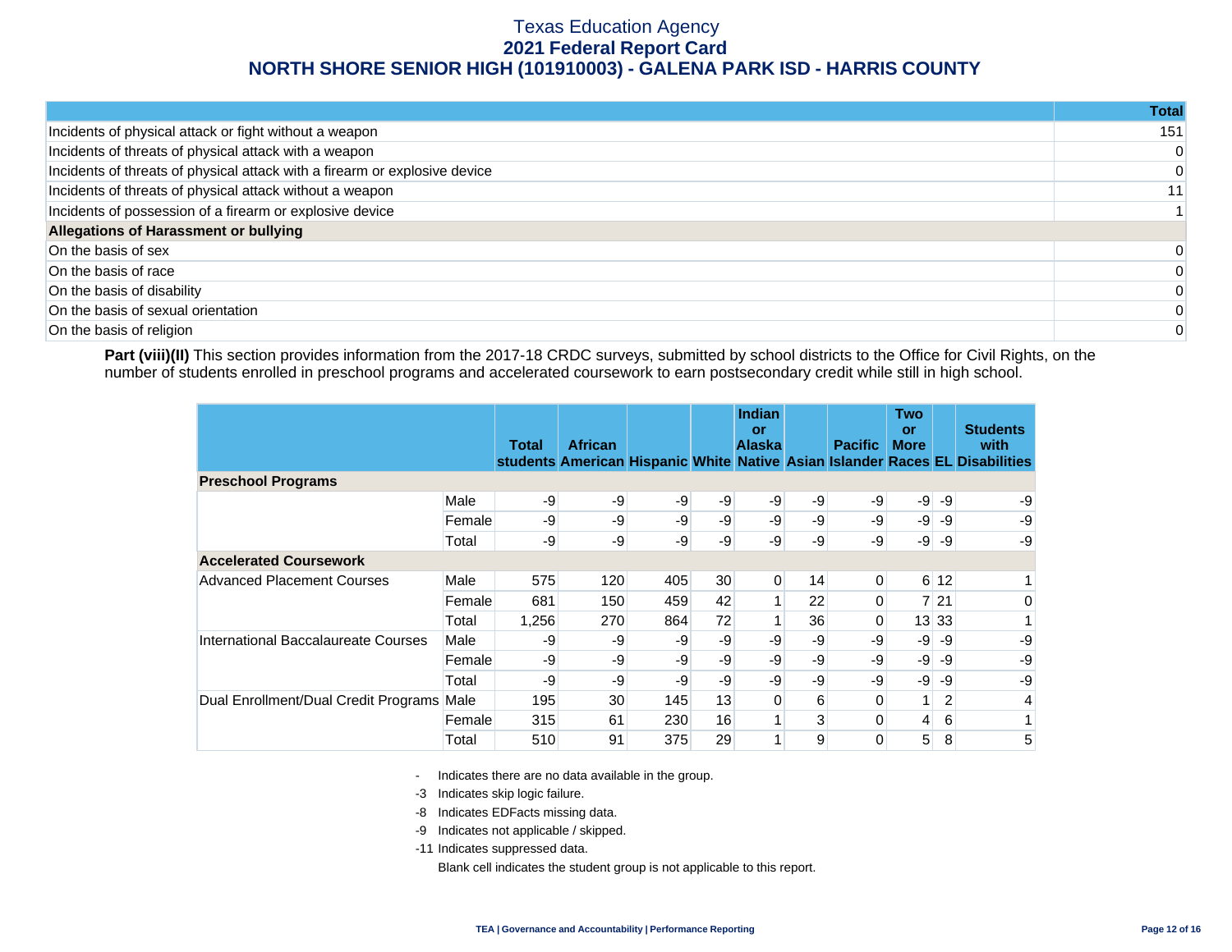# Texas Education Agency
## 2021 Federal Report Card
## NORTH SHORE SENIOR HIGH (101910003) - GALENA PARK ISD - HARRIS COUNTY

| | Total |
|---|---|
| Incidents of physical attack or fight without a weapon | 151 |
| Incidents of threats of physical attack with a weapon | 0 |
| Incidents of threats of physical attack with a firearm or explosive device | 0 |
| Incidents of threats of physical attack without a weapon | 11 |
| Incidents of possession of a firearm or explosive device | 1 |
| **Allegations of Harassment or bullying** | |
| On the basis of sex | 0 |
| On the basis of race | 0 |
| On the basis of disability | 0 |
| On the basis of sexual orientation | 0 |
| On the basis of religion | 0 |

**Part (viii)(II)** This section provides information from the 2017-18 CRDC surveys, submitted by school districts to the Office for Civil Rights, on the number of students enrolled in preschool programs and accelerated coursework to earn postsecondary credit while still in high school.

| | | Total students | African American | Hispanic | White | Indian or Alaska Native | Asian | Pacific Islander | Two or More Races | EL | Students with Disabilities |
|---|---|---|---|---|---|---|---|---|---|---|---|
| **Preschool Programs** | | | | | | | | | | | |
| | Male | -9 | -9 | -9 | -9 | -9 | -9 | -9 | -9 | -9 | -9 |
| | Female | -9 | -9 | -9 | -9 | -9 | -9 | -9 | -9 | -9 | -9 |
| | Total | -9 | -9 | -9 | -9 | -9 | -9 | -9 | -9 | -9 | -9 |
| **Accelerated Coursework** | | | | | | | | | | | |
| Advanced Placement Courses | Male | 575 | 120 | 405 | 30 | 0 | 14 | 0 | 6 | 12 | 1 |
| | Female | 681 | 150 | 459 | 42 | 1 | 22 | 0 | 7 | 21 | 0 |
| | Total | 1,256 | 270 | 864 | 72 | 1 | 36 | 0 | 13 | 33 | 1 |
| International Baccalaureate Courses | Male | -9 | -9 | -9 | -9 | -9 | -9 | -9 | -9 | -9 | -9 |
| | Female | -9 | -9 | -9 | -9 | -9 | -9 | -9 | -9 | -9 | -9 |
| | Total | -9 | -9 | -9 | -9 | -9 | -9 | -9 | -9 | -9 | -9 |
| Dual Enrollment/Dual Credit Programs | Male | 195 | 30 | 145 | 13 | 0 | 6 | 0 | 1 | 2 | 4 |
| | Female | 315 | 61 | 230 | 16 | 1 | 3 | 0 | 4 | 6 | 1 |
| | Total | 510 | 91 | 375 | 29 | 1 | 9 | 0 | 5 | 8 | 5 |

- Indicates there are no data available in the group.
-3 Indicates skip logic failure.
-8 Indicates EDFacts missing data.
-9 Indicates not applicable / skipped.
-11 Indicates suppressed data.
Blank cell indicates the student group is not applicable to this report.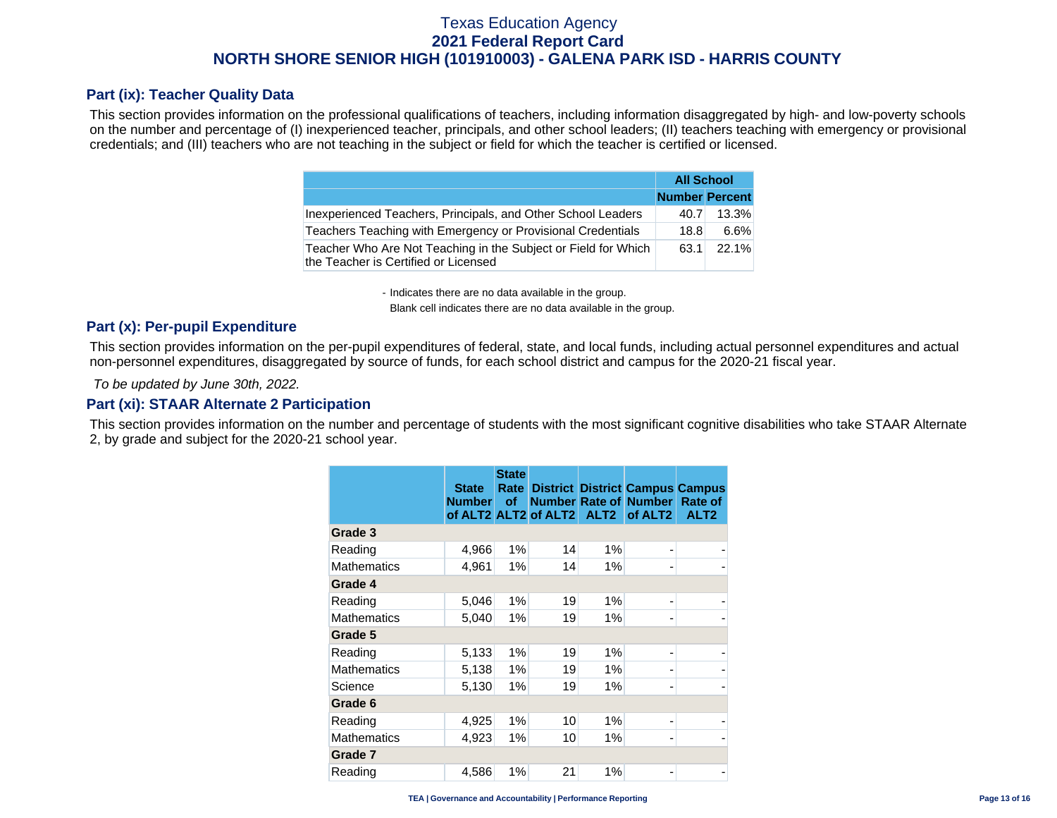Texas Education Agency
**2021 Federal Report Card**
**NORTH SHORE SENIOR HIGH (101910003) - GALENA PARK ISD - HARRIS COUNTY**

## Part (ix): Teacher Quality Data

This section provides information on the professional qualifications of teachers, including information disaggregated by high- and low-poverty schools on the number and percentage of (I) inexperienced teacher, principals, and other school leaders; (II) teachers teaching with emergency or provisional credentials; and (III) teachers who are not teaching in the subject or field for which the teacher is certified or licensed.

| | All School | |
|---|---|---|
| | Number | Percent |
| Inexperienced Teachers, Principals, and Other School Leaders | 40.7 | 13.3% |
| Teachers Teaching with Emergency or Provisional Credentials | 18.8 | 6.6% |
| Teacher Who Are Not Teaching in the Subject or Field for Which the Teacher is Certified or Licensed | 63.1 | 22.1% |

- Indicates there are no data available in the group.
Blank cell indicates there are no data available in the group.

## Part (x): Per-pupil Expenditure

This section provides information on the per-pupil expenditures of federal, state, and local funds, including actual personnel expenditures and actual non-personnel expenditures, disaggregated by source of funds, for each school district and campus for the 2020-21 fiscal year.

*To be updated by June 30th, 2022.*

## Part (xi): STAAR Alternate 2 Participation

This section provides information on the number and percentage of students with the most significant cognitive disabilities who take STAAR Alternate 2, by grade and subject for the 2020-21 school year.

| | State Number of ALT2 | State Rate of ALT2 | District Number of ALT2 | District Rate of ALT2 | Campus Number of ALT2 | Campus Rate of ALT2 |
|---|---|---|---|---|---|---|
| **Grade 3** | | | | | | |
| Reading | 4,966 | 1% | 14 | 1% | - | - |
| Mathematics | 4,961 | 1% | 14 | 1% | - | - |
| **Grade 4** | | | | | | |
| Reading | 5,046 | 1% | 19 | 1% | - | - |
| Mathematics | 5,040 | 1% | 19 | 1% | - | - |
| **Grade 5** | | | | | | |
| Reading | 5,133 | 1% | 19 | 1% | - | - |
| Mathematics | 5,138 | 1% | 19 | 1% | - | - |
| Science | 5,130 | 1% | 19 | 1% | - | - |
| **Grade 6** | | | | | | |
| Reading | 4,925 | 1% | 10 | 1% | - | - |
| Mathematics | 4,923 | 1% | 10 | 1% | - | - |
| **Grade 7** | | | | | | |
| Reading | 4,586 | 1% | 21 | 1% | - | - |